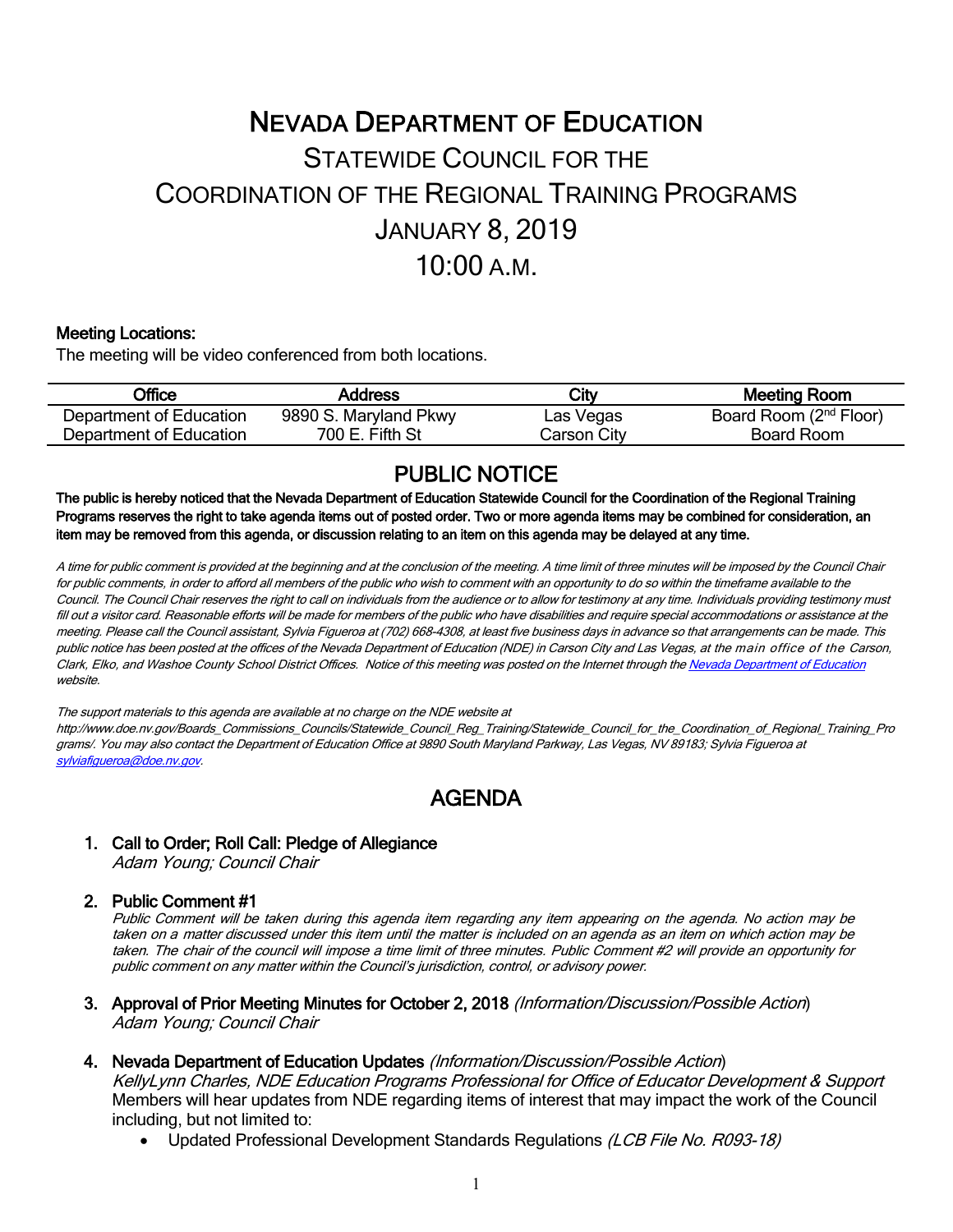# NEVADA DEPARTMENT OF EDUCATION

# STATEWIDE COUNCIL FOR THE COORDINATION OF THE REGIONAL TRAINING PROGRAMS

# JANUARY 8, 2019

# 10:00 A.M.

**Meeting Locations:**

The meeting will be video conferenced from both locations.

| Office | Address | City | Meeting Room |
|---|---|---|---|
| Department of Education | 9890 S. Maryland Pkwy | Las Vegas | Board Room (2nd Floor) |
| Department of Education | 700 E. Fifth St | Carson City | Board Room |

## PUBLIC NOTICE

**The public is hereby noticed that the Nevada Department of Education Statewide Council for the Coordination of the Regional Training Programs reserves the right to take agenda items out of posted order. Two or more agenda items may be combined for consideration, an item may be removed from this agenda, or discussion relating to an item on this agenda may be delayed at any time.**

*A time for public comment is provided at the beginning and at the conclusion of the meeting. A time limit of three minutes will be imposed by the Council Chair for public comments, in order to afford all members of the public who wish to comment with an opportunity to do so within the timeframe available to the Council. The Council Chair reserves the right to call on individuals from the audience or to allow for testimony at any time. Individuals providing testimony must fill out a visitor card. Reasonable efforts will be made for members of the public who have disabilities and require special accommodations or assistance at the meeting. Please call the Council assistant, Sylvia Figueroa at (702) 668-4308, at least five business days in advance so that arrangements can be made. This public notice has been posted at the offices of the Nevada Department of Education (NDE) in Carson City and Las Vegas, at the main office of the Carson, Clark, Elko, and Washoe County School District Offices. Notice of this meeting was posted on the Internet through the Nevada Department of Education website.*

*The support materials to this agenda are available at no charge on the NDE website at http://www.doe.nv.gov/Boards_Commissions_Councils/Statewide_Council_Reg_Training/Statewide_Council_for_the_Coordination_of_Regional_Training_Programs/. You may also contact the Department of Education Office at 9890 South Maryland Parkway, Las Vegas, NV 89183; Sylvia Figueroa at sylviafigueroa@doe.nv.gov.*

## AGENDA

1. **Call to Order; Roll Call: Pledge of Allegiance**
   *Adam Young; Council Chair*

2. **Public Comment #1**
   *Public Comment will be taken during this agenda item regarding any item appearing on the agenda. No action may be taken on a matter discussed under this item until the matter is included on an agenda as an item on which action may be taken. The chair of the council will impose a time limit of three minutes. Public Comment #2 will provide an opportunity for public comment on any matter within the Council's jurisdiction, control, or advisory power.*

3. **Approval of Prior Meeting Minutes for October 2, 2018** *(Information/Discussion/Possible Action)*
   *Adam Young; Council Chair*

4. **Nevada Department of Education Updates** *(Information/Discussion/Possible Action)*
   *KellyLynn Charles, NDE Education Programs Professional for Office of Educator Development & Support*
   Members will hear updates from NDE regarding items of interest that may impact the work of the Council including, but not limited to:
   - Updated Professional Development Standards Regulations *(LCB File No. R093-18)*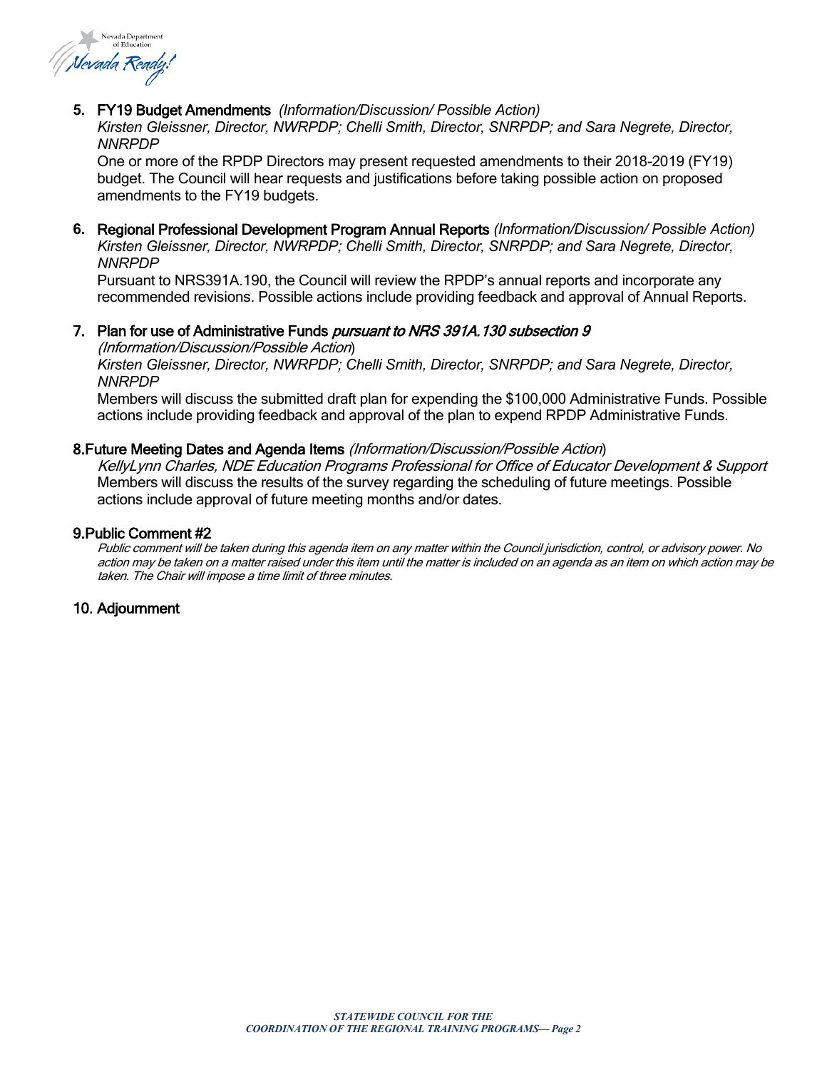5. **FY19 Budget Amendments** *(Information/Discussion/ Possible Action)*
   *Kirsten Gleissner, Director, NWRPDP; Chelli Smith, Director, SNRPDP; and Sara Negrete, Director, NNRPDP*
   One or more of the RPDP Directors may present requested amendments to their 2018-2019 (FY19) budget. The Council will hear requests and justifications before taking possible action on proposed amendments to the FY19 budgets.

6. **Regional Professional Development Program Annual Reports** *(Information/Discussion/ Possible Action)*
   *Kirsten Gleissner, Director, NWRPDP; Chelli Smith, Director, SNRPDP; and Sara Negrete, Director, NNRPDP*
   Pursuant to NRS391A.190, the Council will review the RPDP's annual reports and incorporate any recommended revisions. Possible actions include providing feedback and approval of Annual Reports.

7. **Plan for use of Administrative Funds** *pursuant to NRS 391A.130 subsection 9*
   *(Information/Discussion/Possible Action)*
   *Kirsten Gleissner, Director, NWRPDP; Chelli Smith, Director, SNRPDP; and Sara Negrete, Director, NNRPDP*
   Members will discuss the submitted draft plan for expending the $100,000 Administrative Funds. Possible actions include providing feedback and approval of the plan to expend RPDP Administrative Funds.

8. **Future Meeting Dates and Agenda Items** *(Information/Discussion/Possible Action)*
   *KellyLynn Charles, NDE Education Programs Professional for Office of Educator Development & Support*
   Members will discuss the results of the survey regarding the scheduling of future meetings. Possible actions include approval of future meeting months and/or dates.

9. **Public Comment #2**
   *Public comment will be taken during this agenda item on any matter within the Council jurisdiction, control, or advisory power. No action may be taken on a matter raised under this item until the matter is included on an agenda as an item on which action may be taken. The Chair will impose a time limit of three minutes.*

10. **Adjournment**